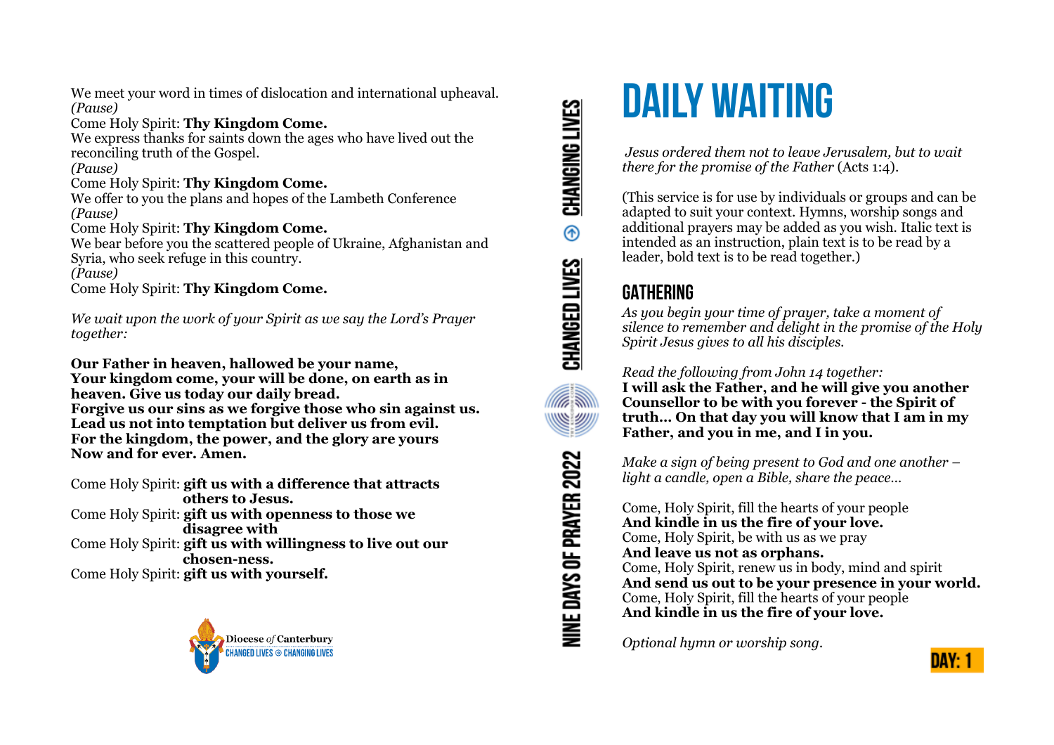We meet your word in times of dislocation and international upheaval.
*(Pause)*
Come Holy Spirit: **Thy Kingdom Come.**
We express thanks for saints down the ages who have lived out the reconciling truth of the Gospel.
*(Pause)*
Come Holy Spirit: **Thy Kingdom Come.**
We offer to you the plans and hopes of the Lambeth Conference
*(Pause)*
Come Holy Spirit: **Thy Kingdom Come.**
We bear before you the scattered people of Ukraine, Afghanistan and Syria, who seek refuge in this country.
*(Pause)*
Come Holy Spirit: **Thy Kingdom Come.**

*We wait upon the work of your Spirit as we say the Lord's Prayer together:*

**Our Father in heaven, hallowed be your name,**
**Your kingdom come, your will be done, on earth as in heaven. Give us today our daily bread.**
**Forgive us our sins as we forgive those who sin against us.**
**Lead us not into temptation but deliver us from evil.**
**For the kingdom, the power, and the glory are yours**
**Now and for ever. Amen.**

Come Holy Spirit: **gift us with a difference that attracts others to Jesus.**
Come Holy Spirit: **gift us with openness to those we disagree with**
Come Holy Spirit: **gift us with willingness to live out our chosen-ness.**
Come Holy Spirit: **gift us with yourself.**

Diocese *of* Canterbury
CHANGED LIVES ⊕ CHANGING LIVES

NINE DAYS OF PRAYER 2022 — CHANGED LIVES ⊕ CHANGING LIVES

# DAILY WAITING

*Jesus ordered them not to leave Jerusalem, but to wait there for the promise of the Father* (Acts 1:4).

(This service is for use by individuals or groups and can be adapted to suit your context. Hymns, worship songs and additional prayers may be added as you wish. Italic text is intended as an instruction, plain text is to be read by a leader, bold text is to be read together.)

## GATHERING

*As you begin your time of prayer, take a moment of silence to remember and delight in the promise of the Holy Spirit Jesus gives to all his disciples.*

*Read the following from John 14 together:*
**I will ask the Father, and he will give you another Counsellor to be with you forever - the Spirit of truth... On that day you will know that I am in my Father, and you in me, and I in you.**

*Make a sign of being present to God and one another – light a candle, open a Bible, share the peace…*

Come, Holy Spirit, fill the hearts of your people
**And kindle in us the fire of your love.**
Come, Holy Spirit, be with us as we pray
**And leave us not as orphans.**
Come, Holy Spirit, renew us in body, mind and spirit
**And send us out to be your presence in your world.**
Come, Holy Spirit, fill the hearts of your people
**And kindle in us the fire of your love.**

*Optional hymn or worship song.*

DAY: 1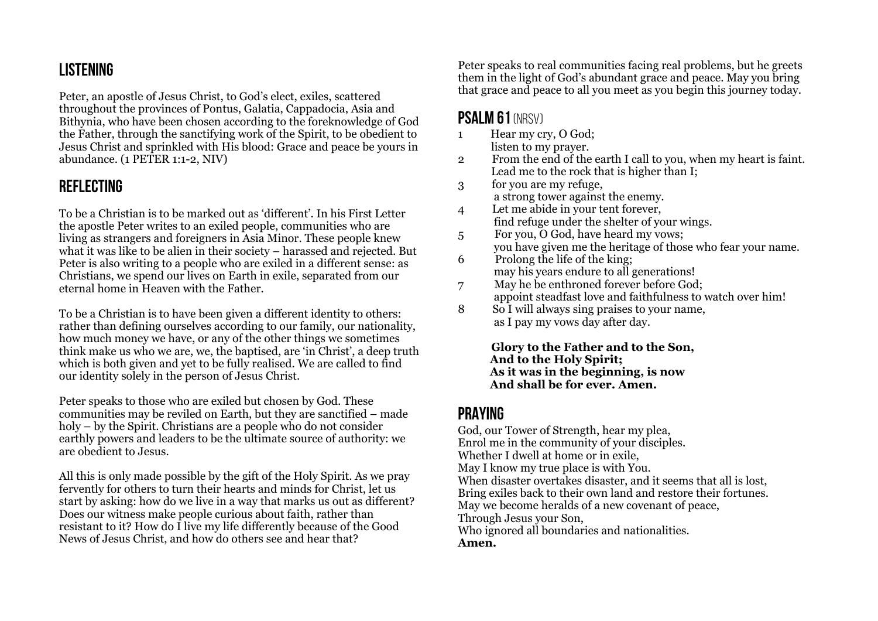## LISTENING

Peter, an apostle of Jesus Christ, to God's elect, exiles, scattered throughout the provinces of Pontus, Galatia, Cappadocia, Asia and Bithynia, who have been chosen according to the foreknowledge of God the Father, through the sanctifying work of the Spirit, to be obedient to Jesus Christ and sprinkled with His blood: Grace and peace be yours in abundance. (1 PETER 1:1-2, NIV)

## REFLECTING

To be a Christian is to be marked out as 'different'. In his First Letter the apostle Peter writes to an exiled people, communities who are living as strangers and foreigners in Asia Minor. These people knew what it was like to be alien in their society – harassed and rejected. But Peter is also writing to a people who are exiled in a different sense: as Christians, we spend our lives on Earth in exile, separated from our eternal home in Heaven with the Father.

To be a Christian is to have been given a different identity to others: rather than defining ourselves according to our family, our nationality, how much money we have, or any of the other things we sometimes think make us who we are, we, the baptised, are 'in Christ', a deep truth which is both given and yet to be fully realised. We are called to find our identity solely in the person of Jesus Christ.

Peter speaks to those who are exiled but chosen by God. These communities may be reviled on Earth, but they are sanctified – made holy – by the Spirit. Christians are a people who do not consider earthly powers and leaders to be the ultimate source of authority: we are obedient to Jesus.

All this is only made possible by the gift of the Holy Spirit. As we pray fervently for others to turn their hearts and minds for Christ, let us start by asking: how do we live in a way that marks us out as different? Does our witness make people curious about faith, rather than resistant to it? How do I live my life differently because of the Good News of Jesus Christ, and how do others see and hear that?

Peter speaks to real communities facing real problems, but he greets them in the light of God's abundant grace and peace. May you bring that grace and peace to all you meet as you begin this journey today.

## PSALM 61 (NRSV)

1 Hear my cry, O God;
listen to my prayer.
2 From the end of the earth I call to you, when my heart is faint.
Lead me to the rock that is higher than I;
3 for you are my refuge,
a strong tower against the enemy.
4 Let me abide in your tent forever,
find refuge under the shelter of your wings.
5 For you, O God, have heard my vows;
you have given me the heritage of those who fear your name.
6 Prolong the life of the king;
may his years endure to all generations!
7 May he be enthroned forever before God;
appoint steadfast love and faithfulness to watch over him!
8 So I will always sing praises to your name,
as I pay my vows day after day.

**Glory to the Father and to the Son,**
**And to the Holy Spirit;**
**As it was in the beginning, is now**
**And shall be for ever. Amen.**

## PRAYING

God, our Tower of Strength, hear my plea,
Enrol me in the community of your disciples.
Whether I dwell at home or in exile,
May I know my true place is with You.
When disaster overtakes disaster, and it seems that all is lost,
Bring exiles back to their own land and restore their fortunes.
May we become heralds of a new covenant of peace,
Through Jesus your Son,
Who ignored all boundaries and nationalities.
**Amen.**